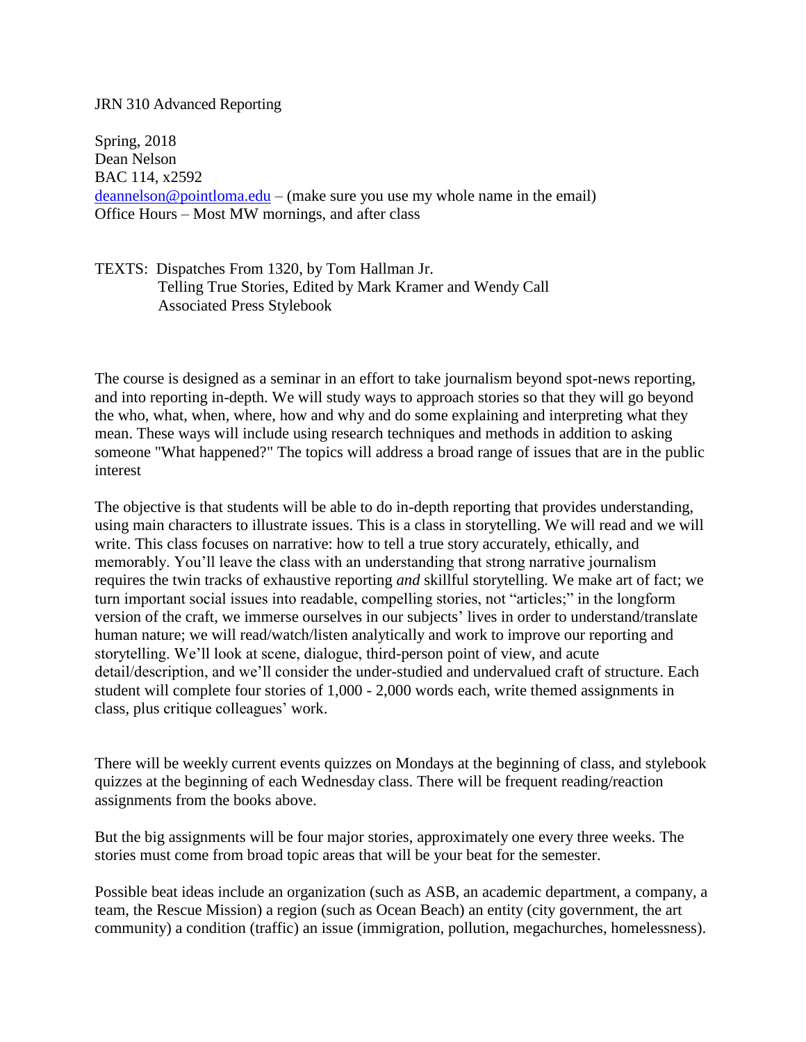JRN 310 Advanced Reporting

Spring, 2018  
Dean Nelson  
BAC 114, x2592  
deannelson@pointloma.edu – (make sure you use my whole name in the email)  
Office Hours – Most MW mornings, and after class

TEXTS: Dispatches From 1320, by Tom Hallman Jr.  
Telling True Stories, Edited by Mark Kramer and Wendy Call  
Associated Press Stylebook

The course is designed as a seminar in an effort to take journalism beyond spot-news reporting, and into reporting in-depth. We will study ways to approach stories so that they will go beyond the who, what, when, where, how and why and do some explaining and interpreting what they mean. These ways will include using research techniques and methods in addition to asking someone "What happened?" The topics will address a broad range of issues that are in the public interest

The objective is that students will be able to do in-depth reporting that provides understanding, using main characters to illustrate issues. This is a class in storytelling. We will read and we will write. This class focuses on narrative: how to tell a true story accurately, ethically, and memorably. You'll leave the class with an understanding that strong narrative journalism requires the twin tracks of exhaustive reporting *and* skillful storytelling. We make art of fact; we turn important social issues into readable, compelling stories, not "articles;" in the longform version of the craft, we immerse ourselves in our subjects' lives in order to understand/translate human nature; we will read/watch/listen analytically and work to improve our reporting and storytelling. We'll look at scene, dialogue, third-person point of view, and acute detail/description, and we'll consider the under-studied and undervalued craft of structure. Each student will complete four stories of 1,000 - 2,000 words each, write themed assignments in class, plus critique colleagues' work.

There will be weekly current events quizzes on Mondays at the beginning of class, and stylebook quizzes at the beginning of each Wednesday class. There will be frequent reading/reaction assignments from the books above.

But the big assignments will be four major stories, approximately one every three weeks. The stories must come from broad topic areas that will be your beat for the semester.

Possible beat ideas include an organization (such as ASB, an academic department, a company, a team, the Rescue Mission) a region (such as Ocean Beach) an entity (city government, the art community) a condition (traffic) an issue (immigration, pollution, megachurches, homelessness).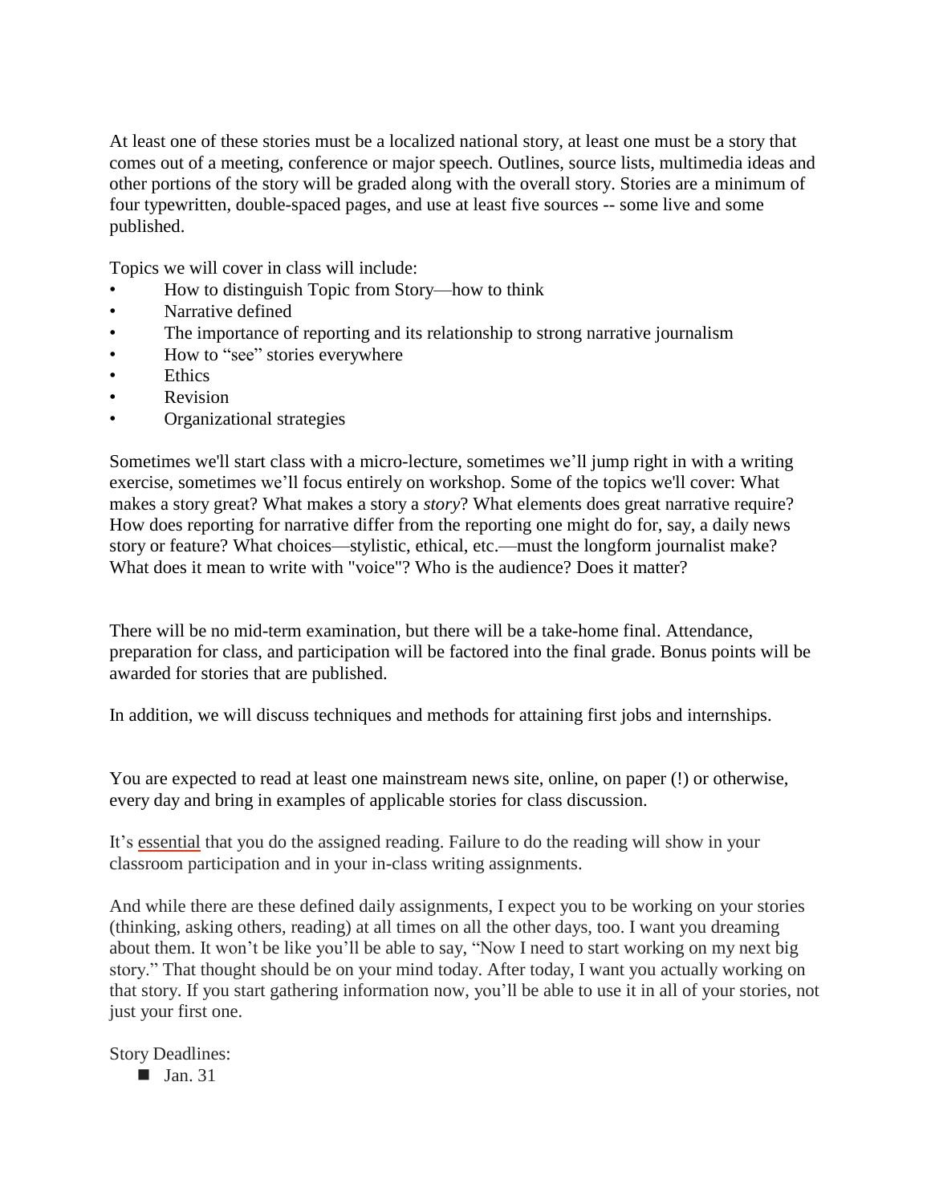At least one of these stories must be a localized national story, at least one must be a story that comes out of a meeting, conference or major speech. Outlines, source lists, multimedia ideas and other portions of the story will be graded along with the overall story. Stories are a minimum of four typewritten, double-spaced pages, and use at least five sources -- some live and some published.

Topics we will cover in class will include:

- How to distinguish Topic from Story—how to think
- Narrative defined
- The importance of reporting and its relationship to strong narrative journalism
- How to "see" stories everywhere
- Ethics
- Revision
- Organizational strategies

Sometimes we'll start class with a micro-lecture, sometimes we'll jump right in with a writing exercise, sometimes we'll focus entirely on workshop. Some of the topics we'll cover: What makes a story great? What makes a story a *story*? What elements does great narrative require? How does reporting for narrative differ from the reporting one might do for, say, a daily news story or feature? What choices—stylistic, ethical, etc.—must the longform journalist make? What does it mean to write with "voice"? Who is the audience? Does it matter?

There will be no mid-term examination, but there will be a take-home final. Attendance, preparation for class, and participation will be factored into the final grade. Bonus points will be awarded for stories that are published.

In addition, we will discuss techniques and methods for attaining first jobs and internships.

You are expected to read at least one mainstream news site, online, on paper (!) or otherwise, every day and bring in examples of applicable stories for class discussion.

It's essential that you do the assigned reading. Failure to do the reading will show in your classroom participation and in your in-class writing assignments.

And while there are these defined daily assignments, I expect you to be working on your stories (thinking, asking others, reading) at all times on all the other days, too. I want you dreaming about them. It won't be like you'll be able to say, "Now I need to start working on my next big story." That thought should be on your mind today. After today, I want you actually working on that story. If you start gathering information now, you'll be able to use it in all of your stories, not just your first one.

Story Deadlines:

- Jan. 31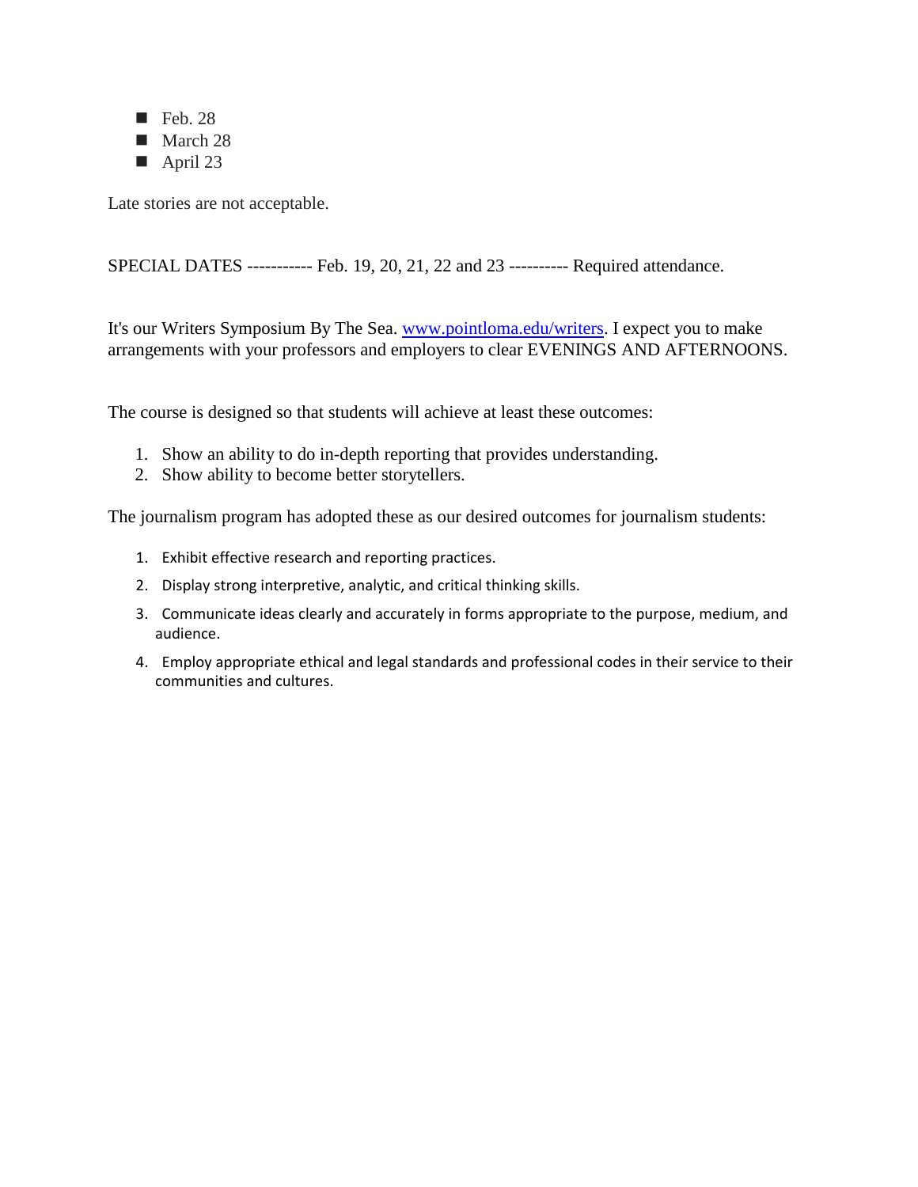- Feb. 28
- March 28
- April 23

Late stories are not acceptable.

SPECIAL DATES ----------- Feb. 19, 20, 21, 22 and 23 ---------- Required attendance.

It's our Writers Symposium By The Sea. [www.pointloma.edu/writers](http://www.pointloma.edu/writers). I expect you to make arrangements with your professors and employers to clear EVENINGS AND AFTERNOONS.

The course is designed so that students will achieve at least these outcomes:

1. Show an ability to do in-depth reporting that provides understanding.
2. Show ability to become better storytellers.

The journalism program has adopted these as our desired outcomes for journalism students:

1. Exhibit effective research and reporting practices.
2. Display strong interpretive, analytic, and critical thinking skills.
3. Communicate ideas clearly and accurately in forms appropriate to the purpose, medium, and audience.
4. Employ appropriate ethical and legal standards and professional codes in their service to their communities and cultures.